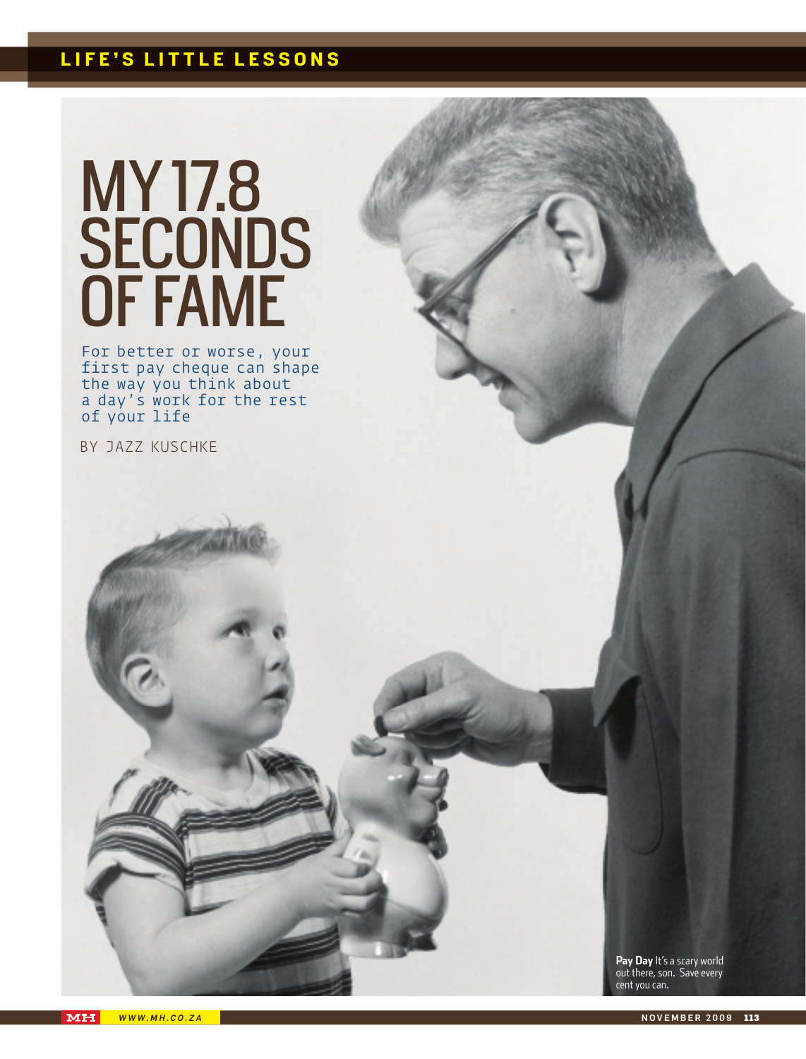# MY 17.8 SECONDS OF FAME

For better or worse, your first pay cheque can shape the way you think about a day's work for the rest of your life

BY JAZZ KUSCHKE

**Pay Day** It's a scary world out there, son. Save every cent you can.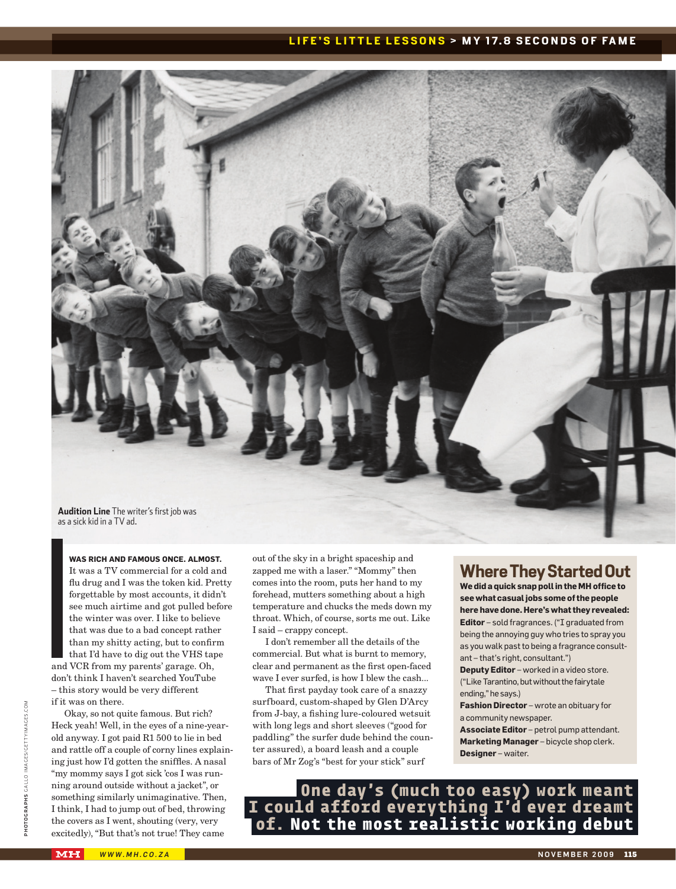Audition Line The writer's first job was as a sick kid in a TV ad.

I WAS RICH AND FAMOUS ONCE. ALMOST. It was a TV commercial for a cold and flu drug and I was the token kid. Pretty forgettable by most accounts, it didn't see much airtime and got pulled before the winter was over. I like to believe that was due to a bad concept rather than my shitty acting, but to confirm that I'd have to dig out the VHS tape and VCR from my parents' garage. Oh, don't think I haven't searched YouTube – this story would be very different if it was on there.

Okay, so not quite famous. But rich? Heck yeah! Well, in the eyes of a nine-year-old anyway. I got paid R1 500 to lie in bed and rattle off a couple of corny lines explaining just how I'd gotten the sniffles. A nasal "my mommy says I got sick 'cos I was running around outside without a jacket", or something similarly unimaginative. Then, I think, I had to jump out of bed, throwing the covers as I went, shouting (very, very excitedly), "But that's not true! They came out of the sky in a bright spaceship and zapped me with a laser." "Mommy" then comes into the room, puts her hand to my forehead, mutters something about a high temperature and chucks the meds down my throat. Which, of course, sorts me out. Like I said – crappy concept.

I don't remember all the details of the commercial. But what is burnt to memory, clear and permanent as the first open-faced wave I ever surfed, is how I blew the cash...

That first payday took care of a snazzy surfboard, custom-shaped by Glen D'Arcy from J-bay, a fishing lure-coloured wetsuit with long legs and short sleeves ("good for paddling" the surfer dude behind the counter assured), a board leash and a couple bars of Mr Zog's "best for your stick" surf

## Where They Started Out

**We did a quick snap poll in the MH office to see what casual jobs some of the people here have done. Here's what they revealed:**

**Editor** – sold fragrances. ("I graduated from being the annoying guy who tries to spray you as you walk past to being a fragrance consultant – that's right, consultant.")

**Deputy Editor** – worked in a video store. ("Like Tarantino, but without the fairytale ending," he says.)

**Fashion Director** – wrote an obituary for a community newspaper.

**Associate Editor** – petrol pump attendant.

**Marketing Manager** – bicycle shop clerk.

**Designer** – waiter.

**One day's (much too easy) work meant I could afford everything I'd ever dreamt of. Not the most realistic working debut**

PHOTOGRAPHS GALLO IMAGES/GETTYIMAGES.COM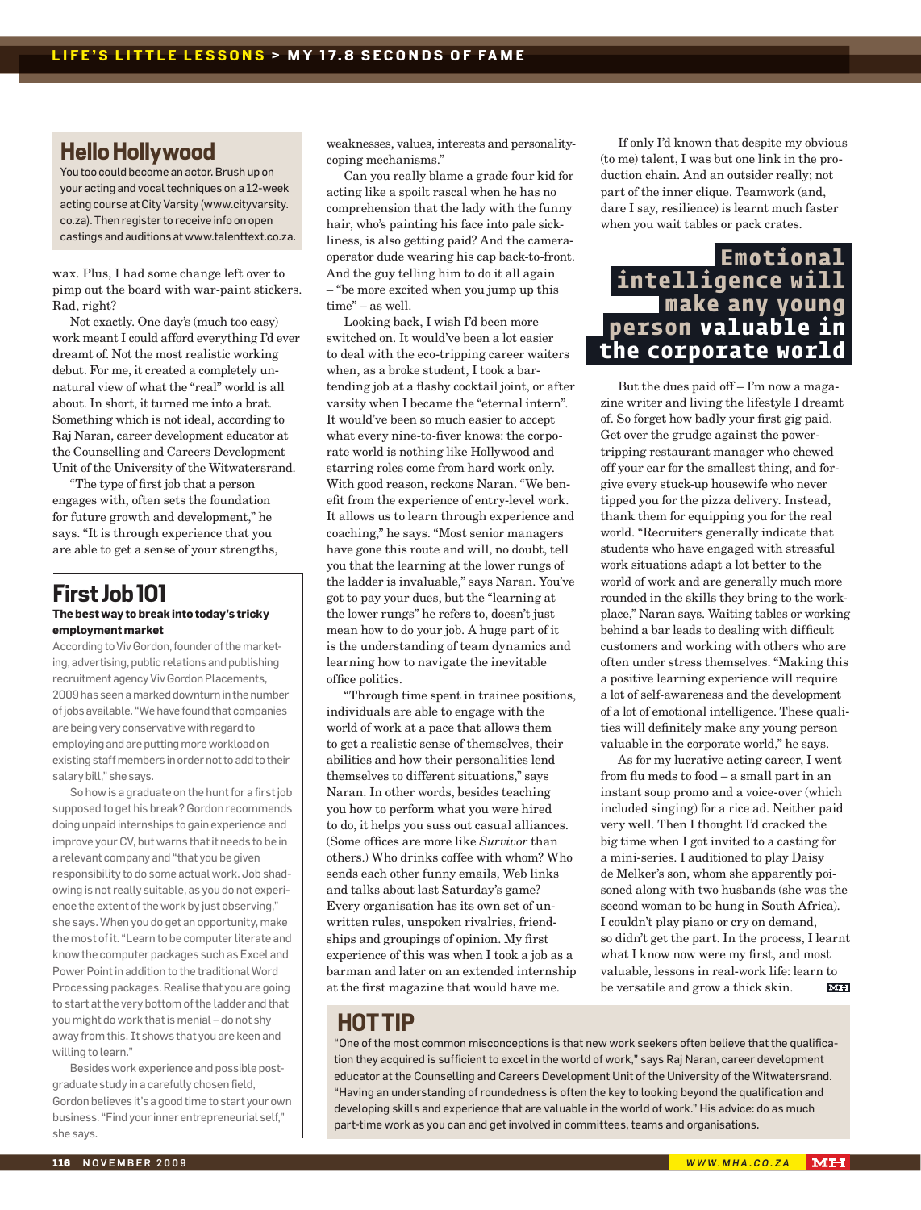## Hello Hollywood

You too could become an actor. Brush up on your acting and vocal techniques on a 12-week acting course at City Varsity (www.cityvarsity.co.za). Then register to receive info on open castings and auditions at www.talenttext.co.za.

wax. Plus, I had some change left over to pimp out the board with war-paint stickers. Rad, right?

Not exactly. One day's (much too easy) work meant I could afford everything I'd ever dreamt of. Not the most realistic working debut. For me, it created a completely unnatural view of what the "real" world is all about. In short, it turned me into a brat. Something which is not ideal, according to Raj Naran, career development educator at the Counselling and Careers Development Unit of the University of the Witwatersrand.

"The type of first job that a person engages with, often sets the foundation for future growth and development," he says. "It is through experience that you are able to get a sense of your strengths, weaknesses, values, interests and personality-coping mechanisms."

Can you really blame a grade four kid for acting like a spoilt rascal when he has no comprehension that the lady with the funny hair, who's painting his face into pale sickliness, is also getting paid? And the camera-operator dude wearing his cap back-to-front. And the guy telling him to do it all again – "be more excited when you jump up this time" – as well.

Looking back, I wish I'd been more switched on. It would've been a lot easier to deal with the eco-tripping career waiters when, as a broke student, I took a bartending job at a flashy cocktail joint, or after varsity when I became the "eternal intern". It would've been so much easier to accept what every nine-to-fiver knows: the corporate world is nothing like Hollywood and starring roles come from hard work only. With good reason, reckons Naran. "We benefit from the experience of entry-level work. It allows us to learn through experience and coaching," he says. "Most senior managers have gone this route and will, no doubt, tell you that the learning at the lower rungs of the ladder is invaluable," says Naran. You've got to pay your dues, but the "learning at the lower rungs" he refers to, doesn't just mean how to do your job. A huge part of it is the understanding of team dynamics and learning how to navigate the inevitable office politics.

"Through time spent in trainee positions, individuals are able to engage with the world of work at a pace that allows them to get a realistic sense of themselves, their abilities and how their personalities lend themselves to different situations," says Naran. In other words, besides teaching you how to perform what you were hired to do, it helps you suss out casual alliances. (Some offices are more like *Survivor* than others.) Who drinks coffee with whom? Who sends each other funny emails, Web links and talks about last Saturday's game? Every organisation has its own set of unwritten rules, unspoken rivalries, friendships and groupings of opinion. My first experience of this was when I took a job as a barman and later on an extended internship at the first magazine that would have me.

If only I'd known that despite my obvious (to me) talent, I was but one link in the production chain. And an outsider really; not part of the inner clique. Teamwork (and, dare I say, resilience) is learnt much faster when you wait tables or pack crates.

**Emotional intelligence will make any young person valuable in the corporate world**

But the dues paid off – I'm now a magazine writer and living the lifestyle I dreamt of. So forget how badly your first gig paid. Get over the grudge against the power-tripping restaurant manager who chewed off your ear for the smallest thing, and forgive every stuck-up housewife who never tipped you for the pizza delivery. Instead, thank them for equipping you for the real world. "Recruiters generally indicate that students who have engaged with stressful work situations adapt a lot better to the world of work and are generally much more rounded in the skills they bring to the workplace," Naran says. Waiting tables or working behind a bar leads to dealing with difficult customers and working with others who are often under stress themselves. "Making this a positive learning experience will require a lot of self-awareness and the development of a lot of emotional intelligence. These qualities will definitely make any young person valuable in the corporate world," he says.

As for my lucrative acting career, I went from flu meds to food – a small part in an instant soup promo and a voice-over (which included singing) for a rice ad. Neither paid very well. Then I thought I'd cracked the big time when I got invited to a casting for a mini-series. I auditioned to play Daisy de Melker's son, whom she apparently poisoned along with two husbands (she was the second woman to be hung in South Africa). I couldn't play piano or cry on demand, so didn't get the part. In the process, I learnt what I know now were my first, and most valuable, lessons in real-work life: learn to be versatile and grow a thick skin.

## First Job 101

**The best way to break into today's tricky employment market**

According to Viv Gordon, founder of the marketing, advertising, public relations and publishing recruitment agency Viv Gordon Placements, 2009 has seen a marked downturn in the number of jobs available. "We have found that companies are being very conservative with regard to employing and are putting more workload on existing staff members in order not to add to their salary bill," she says.

So how is a graduate on the hunt for a first job supposed to get his break? Gordon recommends doing unpaid internships to gain experience and improve your CV, but warns that it needs to be in a relevant company and "that you be given responsibility to do some actual work. Job shadowing is not really suitable, as you do not experience the extent of the work by just observing," she says. When you do get an opportunity, make the most of it. "Learn to be computer literate and know the computer packages such as Excel and Power Point in addition to the traditional Word Processing packages. Realise that you are going to start at the very bottom of the ladder and that you might do work that is menial – do not shy away from this. It shows that you are keen and willing to learn."

Besides work experience and possible postgraduate study in a carefully chosen field, Gordon believes it's a good time to start your own business. "Find your inner entrepreneurial self," she says.

## HOT TIP

"One of the most common misconceptions is that new work seekers often believe that the qualification they acquired is sufficient to excel in the world of work," says Raj Naran, career development educator at the Counselling and Careers Development Unit of the University of the Witwatersrand. "Having an understanding of roundedness is often the key to looking beyond the qualification and developing skills and experience that are valuable in the world of work." His advice: do as much part-time work as you can and get involved in committees, teams and organisations.